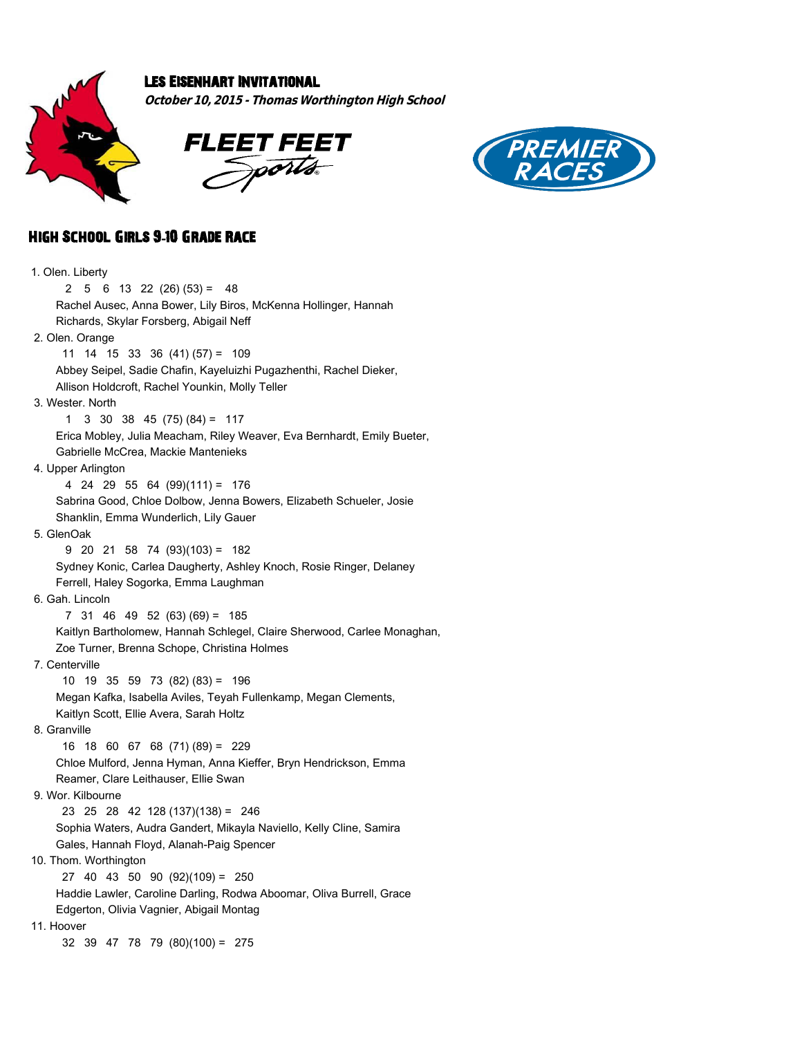# Les Eisenhart Invitational

***October 10, 2015 - Thomas Worthington High School***

FLEET FEET Sports

PREMIER RACES

## High School Girls 9-10 Grade Race

1. Olen. Liberty
   2 5 6 13 22 (26) (53) = 48
   Rachel Ausec, Anna Bower, Lily Biros, McKenna Hollinger, Hannah Richards, Skylar Forsberg, Abigail Neff
2. Olen. Orange
   11 14 15 33 36 (41) (57) = 109
   Abbey Seipel, Sadie Chafin, Kayeluizhi Pugazhenthi, Rachel Dieker, Allison Holdcroft, Rachel Younkin, Molly Teller
3. Wester. North
   1 3 30 38 45 (75) (84) = 117
   Erica Mobley, Julia Meacham, Riley Weaver, Eva Bernhardt, Emily Bueter, Gabrielle McCrea, Mackie Mantenieks
4. Upper Arlington
   4 24 29 55 64 (99)(111) = 176
   Sabrina Good, Chloe Dolbow, Jenna Bowers, Elizabeth Schueler, Josie Shanklin, Emma Wunderlich, Lily Gauer
5. GlenOak
   9 20 21 58 74 (93)(103) = 182
   Sydney Konic, Carlea Daugherty, Ashley Knoch, Rosie Ringer, Delaney Ferrell, Haley Sogorka, Emma Laughman
6. Gah. Lincoln
   7 31 46 49 52 (63) (69) = 185
   Kaitlyn Bartholomew, Hannah Schlegel, Claire Sherwood, Carlee Monaghan, Zoe Turner, Brenna Schope, Christina Holmes
7. Centerville
   10 19 35 59 73 (82) (83) = 196
   Megan Kafka, Isabella Aviles, Teyah Fullenkamp, Megan Clements, Kaitlyn Scott, Ellie Avera, Sarah Holtz
8. Granville
   16 18 60 67 68 (71) (89) = 229
   Chloe Mulford, Jenna Hyman, Anna Kieffer, Bryn Hendrickson, Emma Reamer, Clare Leithauser, Ellie Swan
9. Wor. Kilbourne
   23 25 28 42 128 (137)(138) = 246
   Sophia Waters, Audra Gandert, Mikayla Naviello, Kelly Cline, Samira Gales, Hannah Floyd, Alanah-Paig Spencer
10. Thom. Worthington
    27 40 43 50 90 (92)(109) = 250
    Haddie Lawler, Caroline Darling, Rodwa Aboomar, Oliva Burrell, Grace Edgerton, Olivia Vagnier, Abigail Montag
11. Hoover
    32 39 47 78 79 (80)(100) = 275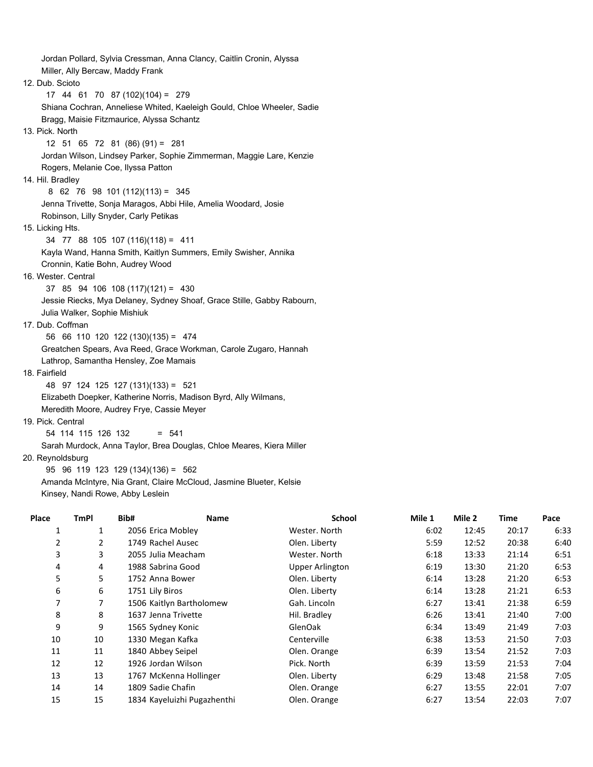Jordan Pollard, Sylvia Cressman, Anna Clancy, Caitlin Cronin, Alyssa Miller, Ally Bercaw, Maddy Frank

12. Dub. Scioto
    17 44 61 70 87 (102)(104) = 279
    Shiana Cochran, Anneliese Whited, Kaeleigh Gould, Chloe Wheeler, Sadie Bragg, Maisie Fitzmaurice, Alyssa Schantz

13. Pick. North
    12 51 65 72 81 (86) (91) = 281
    Jordan Wilson, Lindsey Parker, Sophie Zimmerman, Maggie Lare, Kenzie Rogers, Melanie Coe, Ilyssa Patton

14. Hil. Bradley
    8 62 76 98 101 (112)(113) = 345
    Jenna Trivette, Sonja Maragos, Abbi Hile, Amelia Woodard, Josie Robinson, Lilly Snyder, Carly Petikas

15. Licking Hts.
    34 77 88 105 107 (116)(118) = 411
    Kayla Wand, Hanna Smith, Kaitlyn Summers, Emily Swisher, Annika Cronnin, Katie Bohn, Audrey Wood

16. Wester. Central
    37 85 94 106 108 (117)(121) = 430
    Jessie Riecks, Mya Delaney, Sydney Shoaf, Grace Stille, Gabby Rabourn, Julia Walker, Sophie Mishiuk

17. Dub. Coffman
    56 66 110 120 122 (130)(135) = 474
    Greatchen Spears, Ava Reed, Grace Workman, Carole Zugaro, Hannah Lathrop, Samantha Hensley, Zoe Mamais

18. Fairfield
    48 97 124 125 127 (131)(133) = 521
    Elizabeth Doepker, Katherine Norris, Madison Byrd, Ally Wilmans, Meredith Moore, Audrey Frye, Cassie Meyer

19. Pick. Central
    54 114 115 126 132 = 541
    Sarah Murdock, Anna Taylor, Brea Douglas, Chloe Meares, Kiera Miller

20. Reynoldsburg
    95 96 119 123 129 (134)(136) = 562
    Amanda McIntyre, Nia Grant, Claire McCloud, Jasmine Blueter, Kelsie Kinsey, Nandi Rowe, Abby Leslein

| Place | TmPl | Bib# | Name | School | Mile 1 | Mile 2 | Time | Pace |
|---|---|---|---|---|---|---|---|---|
| 1 | 1 | 2056 | Erica Mobley | Wester. North | 6:02 | 12:45 | 20:17 | 6:33 |
| 2 | 2 | 1749 | Rachel Ausec | Olen. Liberty | 5:59 | 12:52 | 20:38 | 6:40 |
| 3 | 3 | 2055 | Julia Meacham | Wester. North | 6:18 | 13:33 | 21:14 | 6:51 |
| 4 | 4 | 1988 | Sabrina Good | Upper Arlington | 6:19 | 13:30 | 21:20 | 6:53 |
| 5 | 5 | 1752 | Anna Bower | Olen. Liberty | 6:14 | 13:28 | 21:20 | 6:53 |
| 6 | 6 | 1751 | Lily Biros | Olen. Liberty | 6:14 | 13:28 | 21:21 | 6:53 |
| 7 | 7 | 1506 | Kaitlyn Bartholomew | Gah. Lincoln | 6:27 | 13:41 | 21:38 | 6:59 |
| 8 | 8 | 1637 | Jenna Trivette | Hil. Bradley | 6:26 | 13:41 | 21:40 | 7:00 |
| 9 | 9 | 1565 | Sydney Konic | GlenOak | 6:34 | 13:49 | 21:49 | 7:03 |
| 10 | 10 | 1330 | Megan Kafka | Centerville | 6:38 | 13:53 | 21:50 | 7:03 |
| 11 | 11 | 1840 | Abbey Seipel | Olen. Orange | 6:39 | 13:54 | 21:52 | 7:03 |
| 12 | 12 | 1926 | Jordan Wilson | Pick. North | 6:39 | 13:59 | 21:53 | 7:04 |
| 13 | 13 | 1767 | McKenna Hollinger | Olen. Liberty | 6:29 | 13:48 | 21:58 | 7:05 |
| 14 | 14 | 1809 | Sadie Chafin | Olen. Orange | 6:27 | 13:55 | 22:01 | 7:07 |
| 15 | 15 | 1834 | Kayeluizhi Pugazhenthi | Olen. Orange | 6:27 | 13:54 | 22:03 | 7:07 |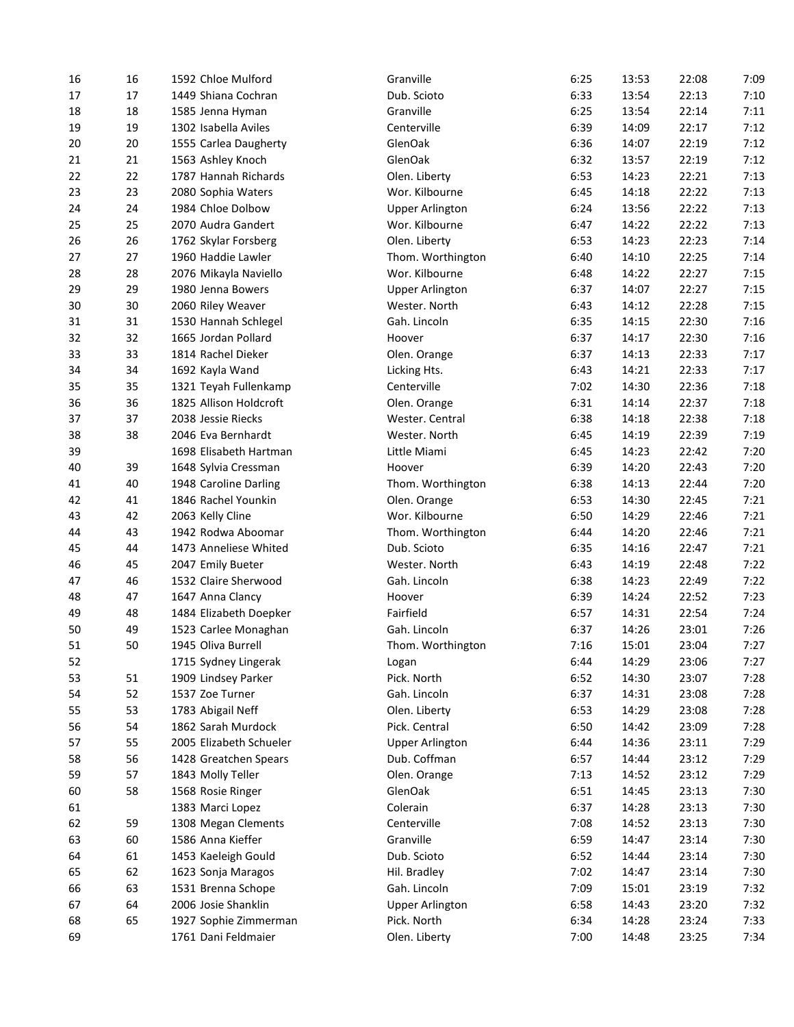| | | | | | | | |
|---|---|---|---|---|---|---|---|
| 16 | 16 | 1592 Chloe Mulford | Granville | 6:25 | 13:53 | 22:08 | 7:09 |
| 17 | 17 | 1449 Shiana Cochran | Dub. Scioto | 6:33 | 13:54 | 22:13 | 7:10 |
| 18 | 18 | 1585 Jenna Hyman | Granville | 6:25 | 13:54 | 22:14 | 7:11 |
| 19 | 19 | 1302 Isabella Aviles | Centerville | 6:39 | 14:09 | 22:17 | 7:12 |
| 20 | 20 | 1555 Carlea Daugherty | GlenOak | 6:36 | 14:07 | 22:19 | 7:12 |
| 21 | 21 | 1563 Ashley Knoch | GlenOak | 6:32 | 13:57 | 22:19 | 7:12 |
| 22 | 22 | 1787 Hannah Richards | Olen. Liberty | 6:53 | 14:23 | 22:21 | 7:13 |
| 23 | 23 | 2080 Sophia Waters | Wor. Kilbourne | 6:45 | 14:18 | 22:22 | 7:13 |
| 24 | 24 | 1984 Chloe Dolbow | Upper Arlington | 6:24 | 13:56 | 22:22 | 7:13 |
| 25 | 25 | 2070 Audra Gandert | Wor. Kilbourne | 6:47 | 14:22 | 22:22 | 7:13 |
| 26 | 26 | 1762 Skylar Forsberg | Olen. Liberty | 6:53 | 14:23 | 22:23 | 7:14 |
| 27 | 27 | 1960 Haddie Lawler | Thom. Worthington | 6:40 | 14:10 | 22:25 | 7:14 |
| 28 | 28 | 2076 Mikayla Naviello | Wor. Kilbourne | 6:48 | 14:22 | 22:27 | 7:15 |
| 29 | 29 | 1980 Jenna Bowers | Upper Arlington | 6:37 | 14:07 | 22:27 | 7:15 |
| 30 | 30 | 2060 Riley Weaver | Wester. North | 6:43 | 14:12 | 22:28 | 7:15 |
| 31 | 31 | 1530 Hannah Schlegel | Gah. Lincoln | 6:35 | 14:15 | 22:30 | 7:16 |
| 32 | 32 | 1665 Jordan Pollard | Hoover | 6:37 | 14:17 | 22:30 | 7:16 |
| 33 | 33 | 1814 Rachel Dieker | Olen. Orange | 6:37 | 14:13 | 22:33 | 7:17 |
| 34 | 34 | 1692 Kayla Wand | Licking Hts. | 6:43 | 14:21 | 22:33 | 7:17 |
| 35 | 35 | 1321 Teyah Fullenkamp | Centerville | 7:02 | 14:30 | 22:36 | 7:18 |
| 36 | 36 | 1825 Allison Holdcroft | Olen. Orange | 6:31 | 14:14 | 22:37 | 7:18 |
| 37 | 37 | 2038 Jessie Riecks | Wester. Central | 6:38 | 14:18 | 22:38 | 7:18 |
| 38 | 38 | 2046 Eva Bernhardt | Wester. North | 6:45 | 14:19 | 22:39 | 7:19 |
| 39 | | 1698 Elisabeth Hartman | Little Miami | 6:45 | 14:23 | 22:42 | 7:20 |
| 40 | 39 | 1648 Sylvia Cressman | Hoover | 6:39 | 14:20 | 22:43 | 7:20 |
| 41 | 40 | 1948 Caroline Darling | Thom. Worthington | 6:38 | 14:13 | 22:44 | 7:20 |
| 42 | 41 | 1846 Rachel Younkin | Olen. Orange | 6:53 | 14:30 | 22:45 | 7:21 |
| 43 | 42 | 2063 Kelly Cline | Wor. Kilbourne | 6:50 | 14:29 | 22:46 | 7:21 |
| 44 | 43 | 1942 Rodwa Aboomar | Thom. Worthington | 6:44 | 14:20 | 22:46 | 7:21 |
| 45 | 44 | 1473 Anneliese Whited | Dub. Scioto | 6:35 | 14:16 | 22:47 | 7:21 |
| 46 | 45 | 2047 Emily Bueter | Wester. North | 6:43 | 14:19 | 22:48 | 7:22 |
| 47 | 46 | 1532 Claire Sherwood | Gah. Lincoln | 6:38 | 14:23 | 22:49 | 7:22 |
| 48 | 47 | 1647 Anna Clancy | Hoover | 6:39 | 14:24 | 22:52 | 7:23 |
| 49 | 48 | 1484 Elizabeth Doepker | Fairfield | 6:57 | 14:31 | 22:54 | 7:24 |
| 50 | 49 | 1523 Carlee Monaghan | Gah. Lincoln | 6:37 | 14:26 | 23:01 | 7:26 |
| 51 | 50 | 1945 Oliva Burrell | Thom. Worthington | 7:16 | 15:01 | 23:04 | 7:27 |
| 52 | | 1715 Sydney Lingerak | Logan | 6:44 | 14:29 | 23:06 | 7:27 |
| 53 | 51 | 1909 Lindsey Parker | Pick. North | 6:52 | 14:30 | 23:07 | 7:28 |
| 54 | 52 | 1537 Zoe Turner | Gah. Lincoln | 6:37 | 14:31 | 23:08 | 7:28 |
| 55 | 53 | 1783 Abigail Neff | Olen. Liberty | 6:53 | 14:29 | 23:08 | 7:28 |
| 56 | 54 | 1862 Sarah Murdock | Pick. Central | 6:50 | 14:42 | 23:09 | 7:28 |
| 57 | 55 | 2005 Elizabeth Schueler | Upper Arlington | 6:44 | 14:36 | 23:11 | 7:29 |
| 58 | 56 | 1428 Greatchen Spears | Dub. Coffman | 6:57 | 14:44 | 23:12 | 7:29 |
| 59 | 57 | 1843 Molly Teller | Olen. Orange | 7:13 | 14:52 | 23:12 | 7:29 |
| 60 | 58 | 1568 Rosie Ringer | GlenOak | 6:51 | 14:45 | 23:13 | 7:30 |
| 61 | | 1383 Marci Lopez | Colerain | 6:37 | 14:28 | 23:13 | 7:30 |
| 62 | 59 | 1308 Megan Clements | Centerville | 7:08 | 14:52 | 23:13 | 7:30 |
| 63 | 60 | 1586 Anna Kieffer | Granville | 6:59 | 14:47 | 23:14 | 7:30 |
| 64 | 61 | 1453 Kaeleigh Gould | Dub. Scioto | 6:52 | 14:44 | 23:14 | 7:30 |
| 65 | 62 | 1623 Sonja Maragos | Hil. Bradley | 7:02 | 14:47 | 23:14 | 7:30 |
| 66 | 63 | 1531 Brenna Schope | Gah. Lincoln | 7:09 | 15:01 | 23:19 | 7:32 |
| 67 | 64 | 2006 Josie Shanklin | Upper Arlington | 6:58 | 14:43 | 23:20 | 7:32 |
| 68 | 65 | 1927 Sophie Zimmerman | Pick. North | 6:34 | 14:28 | 23:24 | 7:33 |
| 69 | | 1761 Dani Feldmaier | Olen. Liberty | 7:00 | 14:48 | 23:25 | 7:34 |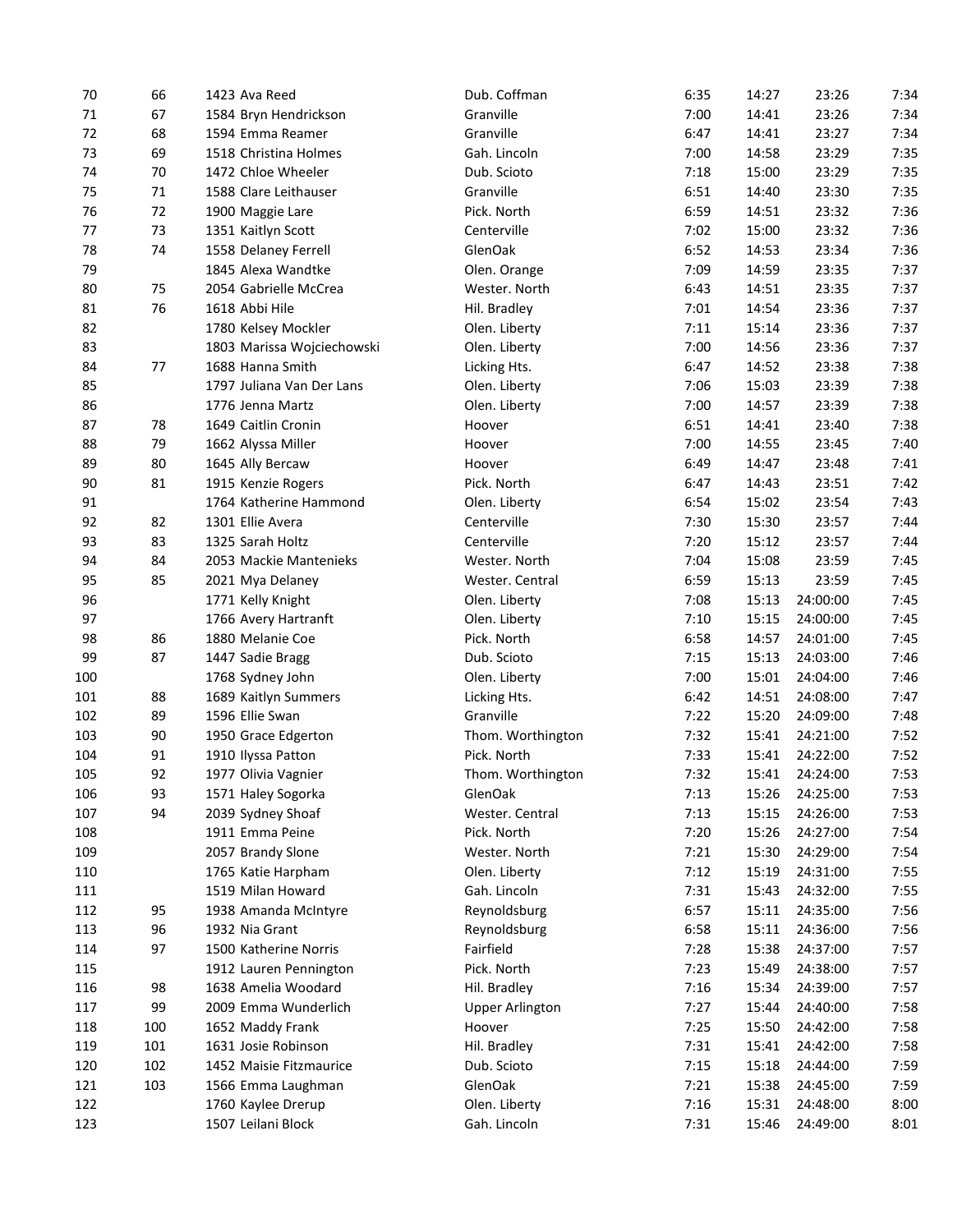| | | | | | | | |
|---|---|---|---|---|---|---|---|
| 70 | 66 | 1423 Ava Reed | Dub. Coffman | 6:35 | 14:27 | 23:26 | 7:34 |
| 71 | 67 | 1584 Bryn Hendrickson | Granville | 7:00 | 14:41 | 23:26 | 7:34 |
| 72 | 68 | 1594 Emma Reamer | Granville | 6:47 | 14:41 | 23:27 | 7:34 |
| 73 | 69 | 1518 Christina Holmes | Gah. Lincoln | 7:00 | 14:58 | 23:29 | 7:35 |
| 74 | 70 | 1472 Chloe Wheeler | Dub. Scioto | 7:18 | 15:00 | 23:29 | 7:35 |
| 75 | 71 | 1588 Clare Leithauser | Granville | 6:51 | 14:40 | 23:30 | 7:35 |
| 76 | 72 | 1900 Maggie Lare | Pick. North | 6:59 | 14:51 | 23:32 | 7:36 |
| 77 | 73 | 1351 Kaitlyn Scott | Centerville | 7:02 | 15:00 | 23:32 | 7:36 |
| 78 | 74 | 1558 Delaney Ferrell | GlenOak | 6:52 | 14:53 | 23:34 | 7:36 |
| 79 | | 1845 Alexa Wandtke | Olen. Orange | 7:09 | 14:59 | 23:35 | 7:37 |
| 80 | 75 | 2054 Gabrielle McCrea | Wester. North | 6:43 | 14:51 | 23:35 | 7:37 |
| 81 | 76 | 1618 Abbi Hile | Hil. Bradley | 7:01 | 14:54 | 23:36 | 7:37 |
| 82 | | 1780 Kelsey Mockler | Olen. Liberty | 7:11 | 15:14 | 23:36 | 7:37 |
| 83 | | 1803 Marissa Wojciechowski | Olen. Liberty | 7:00 | 14:56 | 23:36 | 7:37 |
| 84 | 77 | 1688 Hanna Smith | Licking Hts. | 6:47 | 14:52 | 23:38 | 7:38 |
| 85 | | 1797 Juliana Van Der Lans | Olen. Liberty | 7:06 | 15:03 | 23:39 | 7:38 |
| 86 | | 1776 Jenna Martz | Olen. Liberty | 7:00 | 14:57 | 23:39 | 7:38 |
| 87 | 78 | 1649 Caitlin Cronin | Hoover | 6:51 | 14:41 | 23:40 | 7:38 |
| 88 | 79 | 1662 Alyssa Miller | Hoover | 7:00 | 14:55 | 23:45 | 7:40 |
| 89 | 80 | 1645 Ally Bercaw | Hoover | 6:49 | 14:47 | 23:48 | 7:41 |
| 90 | 81 | 1915 Kenzie Rogers | Pick. North | 6:47 | 14:43 | 23:51 | 7:42 |
| 91 | | 1764 Katherine Hammond | Olen. Liberty | 6:54 | 15:02 | 23:54 | 7:43 |
| 92 | 82 | 1301 Ellie Avera | Centerville | 7:30 | 15:30 | 23:57 | 7:44 |
| 93 | 83 | 1325 Sarah Holtz | Centerville | 7:20 | 15:12 | 23:57 | 7:44 |
| 94 | 84 | 2053 Mackie Mantenieks | Wester. North | 7:04 | 15:08 | 23:59 | 7:45 |
| 95 | 85 | 2021 Mya Delaney | Wester. Central | 6:59 | 15:13 | 23:59 | 7:45 |
| 96 | | 1771 Kelly Knight | Olen. Liberty | 7:08 | 15:13 | 24:00:00 | 7:45 |
| 97 | | 1766 Avery Hartranft | Olen. Liberty | 7:10 | 15:15 | 24:00:00 | 7:45 |
| 98 | 86 | 1880 Melanie Coe | Pick. North | 6:58 | 14:57 | 24:01:00 | 7:45 |
| 99 | 87 | 1447 Sadie Bragg | Dub. Scioto | 7:15 | 15:13 | 24:03:00 | 7:46 |
| 100 | | 1768 Sydney John | Olen. Liberty | 7:00 | 15:01 | 24:04:00 | 7:46 |
| 101 | 88 | 1689 Kaitlyn Summers | Licking Hts. | 6:42 | 14:51 | 24:08:00 | 7:47 |
| 102 | 89 | 1596 Ellie Swan | Granville | 7:22 | 15:20 | 24:09:00 | 7:48 |
| 103 | 90 | 1950 Grace Edgerton | Thom. Worthington | 7:32 | 15:41 | 24:21:00 | 7:52 |
| 104 | 91 | 1910 Ilyssa Patton | Pick. North | 7:33 | 15:41 | 24:22:00 | 7:52 |
| 105 | 92 | 1977 Olivia Vagnier | Thom. Worthington | 7:32 | 15:41 | 24:24:00 | 7:53 |
| 106 | 93 | 1571 Haley Sogorka | GlenOak | 7:13 | 15:26 | 24:25:00 | 7:53 |
| 107 | 94 | 2039 Sydney Shoaf | Wester. Central | 7:13 | 15:15 | 24:26:00 | 7:53 |
| 108 | | 1911 Emma Peine | Pick. North | 7:20 | 15:26 | 24:27:00 | 7:54 |
| 109 | | 2057 Brandy Slone | Wester. North | 7:21 | 15:30 | 24:29:00 | 7:54 |
| 110 | | 1765 Katie Harpham | Olen. Liberty | 7:12 | 15:19 | 24:31:00 | 7:55 |
| 111 | | 1519 Milan Howard | Gah. Lincoln | 7:31 | 15:43 | 24:32:00 | 7:55 |
| 112 | 95 | 1938 Amanda McIntyre | Reynoldsburg | 6:57 | 15:11 | 24:35:00 | 7:56 |
| 113 | 96 | 1932 Nia Grant | Reynoldsburg | 6:58 | 15:11 | 24:36:00 | 7:56 |
| 114 | 97 | 1500 Katherine Norris | Fairfield | 7:28 | 15:38 | 24:37:00 | 7:57 |
| 115 | | 1912 Lauren Pennington | Pick. North | 7:23 | 15:49 | 24:38:00 | 7:57 |
| 116 | 98 | 1638 Amelia Woodard | Hil. Bradley | 7:16 | 15:34 | 24:39:00 | 7:57 |
| 117 | 99 | 2009 Emma Wunderlich | Upper Arlington | 7:27 | 15:44 | 24:40:00 | 7:58 |
| 118 | 100 | 1652 Maddy Frank | Hoover | 7:25 | 15:50 | 24:42:00 | 7:58 |
| 119 | 101 | 1631 Josie Robinson | Hil. Bradley | 7:31 | 15:41 | 24:42:00 | 7:58 |
| 120 | 102 | 1452 Maisie Fitzmaurice | Dub. Scioto | 7:15 | 15:18 | 24:44:00 | 7:59 |
| 121 | 103 | 1566 Emma Laughman | GlenOak | 7:21 | 15:38 | 24:45:00 | 7:59 |
| 122 | | 1760 Kaylee Drerup | Olen. Liberty | 7:16 | 15:31 | 24:48:00 | 8:00 |
| 123 | | 1507 Leilani Block | Gah. Lincoln | 7:31 | 15:46 | 24:49:00 | 8:01 |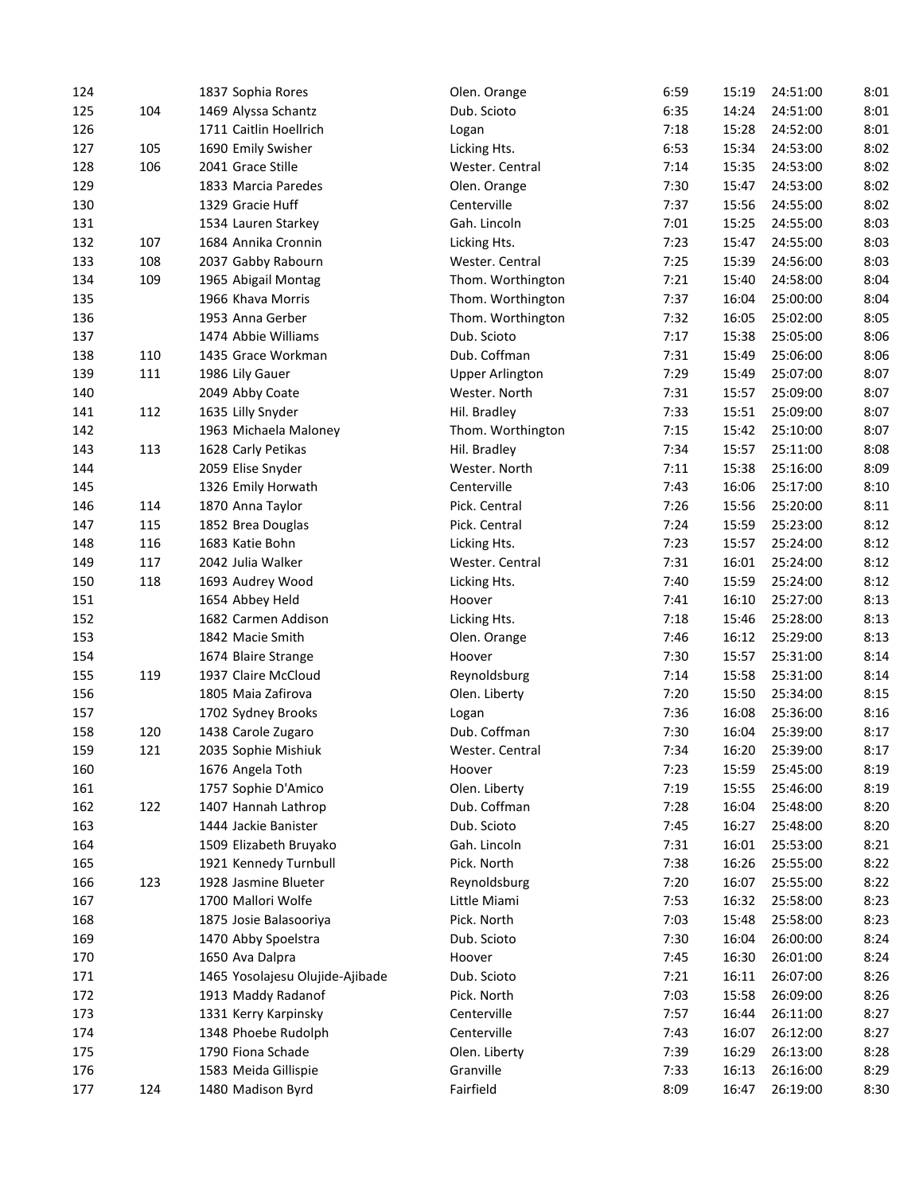| | | | | | | | |
|---|---|---|---|---|---|---|---|
| 124 | | 1837 Sophia Rores | Olen. Orange | 6:59 | 15:19 | 24:51:00 | 8:01 |
| 125 | 104 | 1469 Alyssa Schantz | Dub. Scioto | 6:35 | 14:24 | 24:51:00 | 8:01 |
| 126 | | 1711 Caitlin Hoellrich | Logan | 7:18 | 15:28 | 24:52:00 | 8:01 |
| 127 | 105 | 1690 Emily Swisher | Licking Hts. | 6:53 | 15:34 | 24:53:00 | 8:02 |
| 128 | 106 | 2041 Grace Stille | Wester. Central | 7:14 | 15:35 | 24:53:00 | 8:02 |
| 129 | | 1833 Marcia Paredes | Olen. Orange | 7:30 | 15:47 | 24:53:00 | 8:02 |
| 130 | | 1329 Gracie Huff | Centerville | 7:37 | 15:56 | 24:55:00 | 8:02 |
| 131 | | 1534 Lauren Starkey | Gah. Lincoln | 7:01 | 15:25 | 24:55:00 | 8:03 |
| 132 | 107 | 1684 Annika Cronnin | Licking Hts. | 7:23 | 15:47 | 24:55:00 | 8:03 |
| 133 | 108 | 2037 Gabby Rabourn | Wester. Central | 7:25 | 15:39 | 24:56:00 | 8:03 |
| 134 | 109 | 1965 Abigail Montag | Thom. Worthington | 7:21 | 15:40 | 24:58:00 | 8:04 |
| 135 | | 1966 Khava Morris | Thom. Worthington | 7:37 | 16:04 | 25:00:00 | 8:04 |
| 136 | | 1953 Anna Gerber | Thom. Worthington | 7:32 | 16:05 | 25:02:00 | 8:05 |
| 137 | | 1474 Abbie Williams | Dub. Scioto | 7:17 | 15:38 | 25:05:00 | 8:06 |
| 138 | 110 | 1435 Grace Workman | Dub. Coffman | 7:31 | 15:49 | 25:06:00 | 8:06 |
| 139 | 111 | 1986 Lily Gauer | Upper Arlington | 7:29 | 15:49 | 25:07:00 | 8:07 |
| 140 | | 2049 Abby Coate | Wester. North | 7:31 | 15:57 | 25:09:00 | 8:07 |
| 141 | 112 | 1635 Lilly Snyder | Hil. Bradley | 7:33 | 15:51 | 25:09:00 | 8:07 |
| 142 | | 1963 Michaela Maloney | Thom. Worthington | 7:15 | 15:42 | 25:10:00 | 8:07 |
| 143 | 113 | 1628 Carly Petikas | Hil. Bradley | 7:34 | 15:57 | 25:11:00 | 8:08 |
| 144 | | 2059 Elise Snyder | Wester. North | 7:11 | 15:38 | 25:16:00 | 8:09 |
| 145 | | 1326 Emily Horwath | Centerville | 7:43 | 16:06 | 25:17:00 | 8:10 |
| 146 | 114 | 1870 Anna Taylor | Pick. Central | 7:26 | 15:56 | 25:20:00 | 8:11 |
| 147 | 115 | 1852 Brea Douglas | Pick. Central | 7:24 | 15:59 | 25:23:00 | 8:12 |
| 148 | 116 | 1683 Katie Bohn | Licking Hts. | 7:23 | 15:57 | 25:24:00 | 8:12 |
| 149 | 117 | 2042 Julia Walker | Wester. Central | 7:31 | 16:01 | 25:24:00 | 8:12 |
| 150 | 118 | 1693 Audrey Wood | Licking Hts. | 7:40 | 15:59 | 25:24:00 | 8:12 |
| 151 | | 1654 Abbey Held | Hoover | 7:41 | 16:10 | 25:27:00 | 8:13 |
| 152 | | 1682 Carmen Addison | Licking Hts. | 7:18 | 15:46 | 25:28:00 | 8:13 |
| 153 | | 1842 Macie Smith | Olen. Orange | 7:46 | 16:12 | 25:29:00 | 8:13 |
| 154 | | 1674 Blaire Strange | Hoover | 7:30 | 15:57 | 25:31:00 | 8:14 |
| 155 | 119 | 1937 Claire McCloud | Reynoldsburg | 7:14 | 15:58 | 25:31:00 | 8:14 |
| 156 | | 1805 Maia Zafirova | Olen. Liberty | 7:20 | 15:50 | 25:34:00 | 8:15 |
| 157 | | 1702 Sydney Brooks | Logan | 7:36 | 16:08 | 25:36:00 | 8:16 |
| 158 | 120 | 1438 Carole Zugaro | Dub. Coffman | 7:30 | 16:04 | 25:39:00 | 8:17 |
| 159 | 121 | 2035 Sophie Mishiuk | Wester. Central | 7:34 | 16:20 | 25:39:00 | 8:17 |
| 160 | | 1676 Angela Toth | Hoover | 7:23 | 15:59 | 25:45:00 | 8:19 |
| 161 | | 1757 Sophie D'Amico | Olen. Liberty | 7:19 | 15:55 | 25:46:00 | 8:19 |
| 162 | 122 | 1407 Hannah Lathrop | Dub. Coffman | 7:28 | 16:04 | 25:48:00 | 8:20 |
| 163 | | 1444 Jackie Banister | Dub. Scioto | 7:45 | 16:27 | 25:48:00 | 8:20 |
| 164 | | 1509 Elizabeth Bruyako | Gah. Lincoln | 7:31 | 16:01 | 25:53:00 | 8:21 |
| 165 | | 1921 Kennedy Turnbull | Pick. North | 7:38 | 16:26 | 25:55:00 | 8:22 |
| 166 | 123 | 1928 Jasmine Blueter | Reynoldsburg | 7:20 | 16:07 | 25:55:00 | 8:22 |
| 167 | | 1700 Mallori Wolfe | Little Miami | 7:53 | 16:32 | 25:58:00 | 8:23 |
| 168 | | 1875 Josie Balasooriya | Pick. North | 7:03 | 15:48 | 25:58:00 | 8:23 |
| 169 | | 1470 Abby Spoelstra | Dub. Scioto | 7:30 | 16:04 | 26:00:00 | 8:24 |
| 170 | | 1650 Ava Dalpra | Hoover | 7:45 | 16:30 | 26:01:00 | 8:24 |
| 171 | | 1465 Yosolajesu Olujide-Ajibade | Dub. Scioto | 7:21 | 16:11 | 26:07:00 | 8:26 |
| 172 | | 1913 Maddy Radanof | Pick. North | 7:03 | 15:58 | 26:09:00 | 8:26 |
| 173 | | 1331 Kerry Karpinsky | Centerville | 7:57 | 16:44 | 26:11:00 | 8:27 |
| 174 | | 1348 Phoebe Rudolph | Centerville | 7:43 | 16:07 | 26:12:00 | 8:27 |
| 175 | | 1790 Fiona Schade | Olen. Liberty | 7:39 | 16:29 | 26:13:00 | 8:28 |
| 176 | | 1583 Meida Gillispie | Granville | 7:33 | 16:13 | 26:16:00 | 8:29 |
| 177 | 124 | 1480 Madison Byrd | Fairfield | 8:09 | 16:47 | 26:19:00 | 8:30 |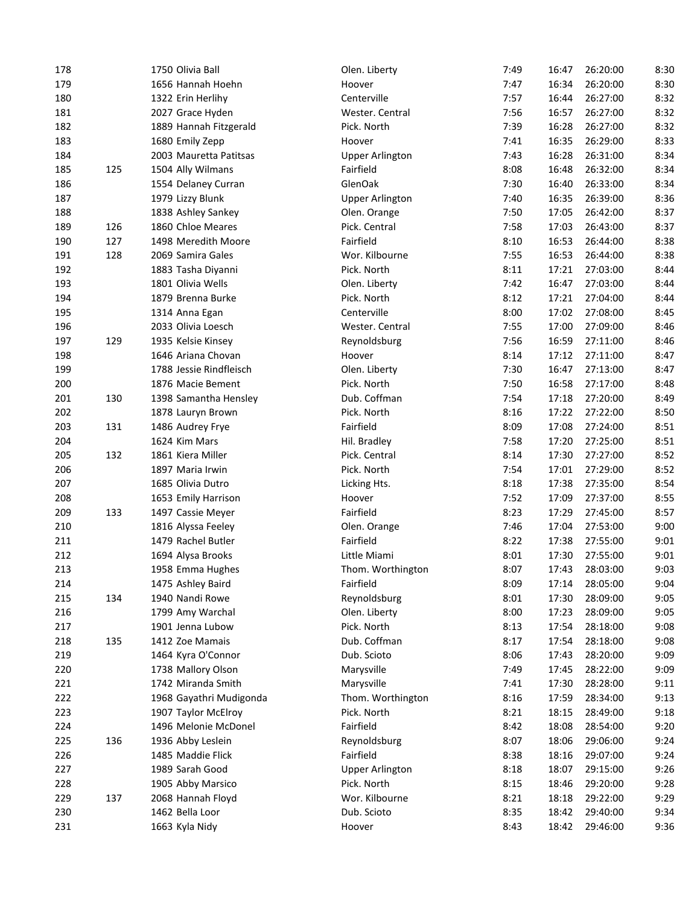| | | | | | | | | |
|---|---|---|---|---|---|---|---|---|
| 178 | | 1750 | Olivia Ball | Olen. Liberty | 7:49 | 16:47 | 26:20:00 | 8:30 |
| 179 | | 1656 | Hannah Hoehn | Hoover | 7:47 | 16:34 | 26:20:00 | 8:30 |
| 180 | | 1322 | Erin Herlihy | Centerville | 7:57 | 16:44 | 26:27:00 | 8:32 |
| 181 | | 2027 | Grace Hyden | Wester. Central | 7:56 | 16:57 | 26:27:00 | 8:32 |
| 182 | | 1889 | Hannah Fitzgerald | Pick. North | 7:39 | 16:28 | 26:27:00 | 8:32 |
| 183 | | 1680 | Emily Zepp | Hoover | 7:41 | 16:35 | 26:29:00 | 8:33 |
| 184 | | 2003 | Mauretta Patitsas | Upper Arlington | 7:43 | 16:28 | 26:31:00 | 8:34 |
| 185 | 125 | 1504 | Ally Wilmans | Fairfield | 8:08 | 16:48 | 26:32:00 | 8:34 |
| 186 | | 1554 | Delaney Curran | GlenOak | 7:30 | 16:40 | 26:33:00 | 8:34 |
| 187 | | 1979 | Lizzy Blunk | Upper Arlington | 7:40 | 16:35 | 26:39:00 | 8:36 |
| 188 | | 1838 | Ashley Sankey | Olen. Orange | 7:50 | 17:05 | 26:42:00 | 8:37 |
| 189 | 126 | 1860 | Chloe Meares | Pick. Central | 7:58 | 17:03 | 26:43:00 | 8:37 |
| 190 | 127 | 1498 | Meredith Moore | Fairfield | 8:10 | 16:53 | 26:44:00 | 8:38 |
| 191 | 128 | 2069 | Samira Gales | Wor. Kilbourne | 7:55 | 16:53 | 26:44:00 | 8:38 |
| 192 | | 1883 | Tasha Diyanni | Pick. North | 8:11 | 17:21 | 27:03:00 | 8:44 |
| 193 | | 1801 | Olivia Wells | Olen. Liberty | 7:42 | 16:47 | 27:03:00 | 8:44 |
| 194 | | 1879 | Brenna Burke | Pick. North | 8:12 | 17:21 | 27:04:00 | 8:44 |
| 195 | | 1314 | Anna Egan | Centerville | 8:00 | 17:02 | 27:08:00 | 8:45 |
| 196 | | 2033 | Olivia Loesch | Wester. Central | 7:55 | 17:00 | 27:09:00 | 8:46 |
| 197 | 129 | 1935 | Kelsie Kinsey | Reynoldsburg | 7:56 | 16:59 | 27:11:00 | 8:46 |
| 198 | | 1646 | Ariana Chovan | Hoover | 8:14 | 17:12 | 27:11:00 | 8:47 |
| 199 | | 1788 | Jessie Rindfleisch | Olen. Liberty | 7:30 | 16:47 | 27:13:00 | 8:47 |
| 200 | | 1876 | Macie Bement | Pick. North | 7:50 | 16:58 | 27:17:00 | 8:48 |
| 201 | 130 | 1398 | Samantha Hensley | Dub. Coffman | 7:54 | 17:18 | 27:20:00 | 8:49 |
| 202 | | 1878 | Lauryn Brown | Pick. North | 8:16 | 17:22 | 27:22:00 | 8:50 |
| 203 | 131 | 1486 | Audrey Frye | Fairfield | 8:09 | 17:08 | 27:24:00 | 8:51 |
| 204 | | 1624 | Kim Mars | Hil. Bradley | 7:58 | 17:20 | 27:25:00 | 8:51 |
| 205 | 132 | 1861 | Kiera Miller | Pick. Central | 8:14 | 17:30 | 27:27:00 | 8:52 |
| 206 | | 1897 | Maria Irwin | Pick. North | 7:54 | 17:01 | 27:29:00 | 8:52 |
| 207 | | 1685 | Olivia Dutro | Licking Hts. | 8:18 | 17:38 | 27:35:00 | 8:54 |
| 208 | | 1653 | Emily Harrison | Hoover | 7:52 | 17:09 | 27:37:00 | 8:55 |
| 209 | 133 | 1497 | Cassie Meyer | Fairfield | 8:23 | 17:29 | 27:45:00 | 8:57 |
| 210 | | 1816 | Alyssa Feeley | Olen. Orange | 7:46 | 17:04 | 27:53:00 | 9:00 |
| 211 | | 1479 | Rachel Butler | Fairfield | 8:22 | 17:38 | 27:55:00 | 9:01 |
| 212 | | 1694 | Alysa Brooks | Little Miami | 8:01 | 17:30 | 27:55:00 | 9:01 |
| 213 | | 1958 | Emma Hughes | Thom. Worthington | 8:07 | 17:43 | 28:03:00 | 9:03 |
| 214 | | 1475 | Ashley Baird | Fairfield | 8:09 | 17:14 | 28:05:00 | 9:04 |
| 215 | 134 | 1940 | Nandi Rowe | Reynoldsburg | 8:01 | 17:30 | 28:09:00 | 9:05 |
| 216 | | 1799 | Amy Warchal | Olen. Liberty | 8:00 | 17:23 | 28:09:00 | 9:05 |
| 217 | | 1901 | Jenna Lubow | Pick. North | 8:13 | 17:54 | 28:18:00 | 9:08 |
| 218 | 135 | 1412 | Zoe Mamais | Dub. Coffman | 8:17 | 17:54 | 28:18:00 | 9:08 |
| 219 | | 1464 | Kyra O'Connor | Dub. Scioto | 8:06 | 17:43 | 28:20:00 | 9:09 |
| 220 | | 1738 | Mallory Olson | Marysville | 7:49 | 17:45 | 28:22:00 | 9:09 |
| 221 | | 1742 | Miranda Smith | Marysville | 7:41 | 17:30 | 28:28:00 | 9:11 |
| 222 | | 1968 | Gayathri Mudigonda | Thom. Worthington | 8:16 | 17:59 | 28:34:00 | 9:13 |
| 223 | | 1907 | Taylor McElroy | Pick. North | 8:21 | 18:15 | 28:49:00 | 9:18 |
| 224 | | 1496 | Melonie McDonel | Fairfield | 8:42 | 18:08 | 28:54:00 | 9:20 |
| 225 | 136 | 1936 | Abby Leslein | Reynoldsburg | 8:07 | 18:06 | 29:06:00 | 9:24 |
| 226 | | 1485 | Maddie Flick | Fairfield | 8:38 | 18:16 | 29:07:00 | 9:24 |
| 227 | | 1989 | Sarah Good | Upper Arlington | 8:18 | 18:07 | 29:15:00 | 9:26 |
| 228 | | 1905 | Abby Marsico | Pick. North | 8:15 | 18:46 | 29:20:00 | 9:28 |
| 229 | 137 | 2068 | Hannah Floyd | Wor. Kilbourne | 8:21 | 18:18 | 29:22:00 | 9:29 |
| 230 | | 1462 | Bella Loor | Dub. Scioto | 8:35 | 18:42 | 29:40:00 | 9:34 |
| 231 | | 1663 | Kyla Nidy | Hoover | 8:43 | 18:42 | 29:46:00 | 9:36 |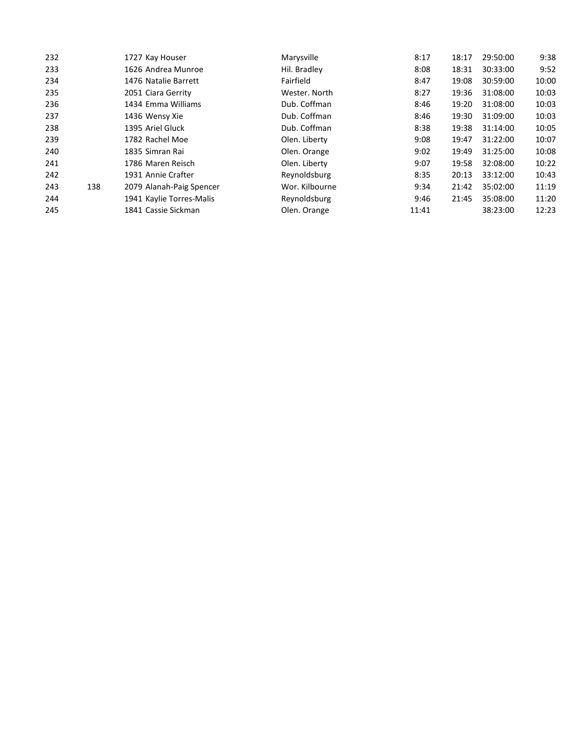| | | | | | | | | |
|---|---|---|---|---|---|---|---|---|
| 232 | | 1727 | Kay Houser | Marysville | 8:17 | 18:17 | 29:50:00 | 9:38 |
| 233 | | 1626 | Andrea Munroe | Hil. Bradley | 8:08 | 18:31 | 30:33:00 | 9:52 |
| 234 | | 1476 | Natalie Barrett | Fairfield | 8:47 | 19:08 | 30:59:00 | 10:00 |
| 235 | | 2051 | Ciara Gerrity | Wester. North | 8:27 | 19:36 | 31:08:00 | 10:03 |
| 236 | | 1434 | Emma Williams | Dub. Coffman | 8:46 | 19:20 | 31:08:00 | 10:03 |
| 237 | | 1436 | Wensy Xie | Dub. Coffman | 8:46 | 19:30 | 31:09:00 | 10:03 |
| 238 | | 1395 | Ariel Gluck | Dub. Coffman | 8:38 | 19:38 | 31:14:00 | 10:05 |
| 239 | | 1782 | Rachel Moe | Olen. Liberty | 9:08 | 19:47 | 31:22:00 | 10:07 |
| 240 | | 1835 | Simran Rai | Olen. Orange | 9:02 | 19:49 | 31:25:00 | 10:08 |
| 241 | | 1786 | Maren Reisch | Olen. Liberty | 9:07 | 19:58 | 32:08:00 | 10:22 |
| 242 | | 1931 | Annie Crafter | Reynoldsburg | 8:35 | 20:13 | 33:12:00 | 10:43 |
| 243 | 138 | 2079 | Alanah-Paig Spencer | Wor. Kilbourne | 9:34 | 21:42 | 35:02:00 | 11:19 |
| 244 | | 1941 | Kaylie Torres-Malis | Reynoldsburg | 9:46 | 21:45 | 35:08:00 | 11:20 |
| 245 | | 1841 | Cassie Sickman | Olen. Orange | 11:41 | | 38:23:00 | 12:23 |